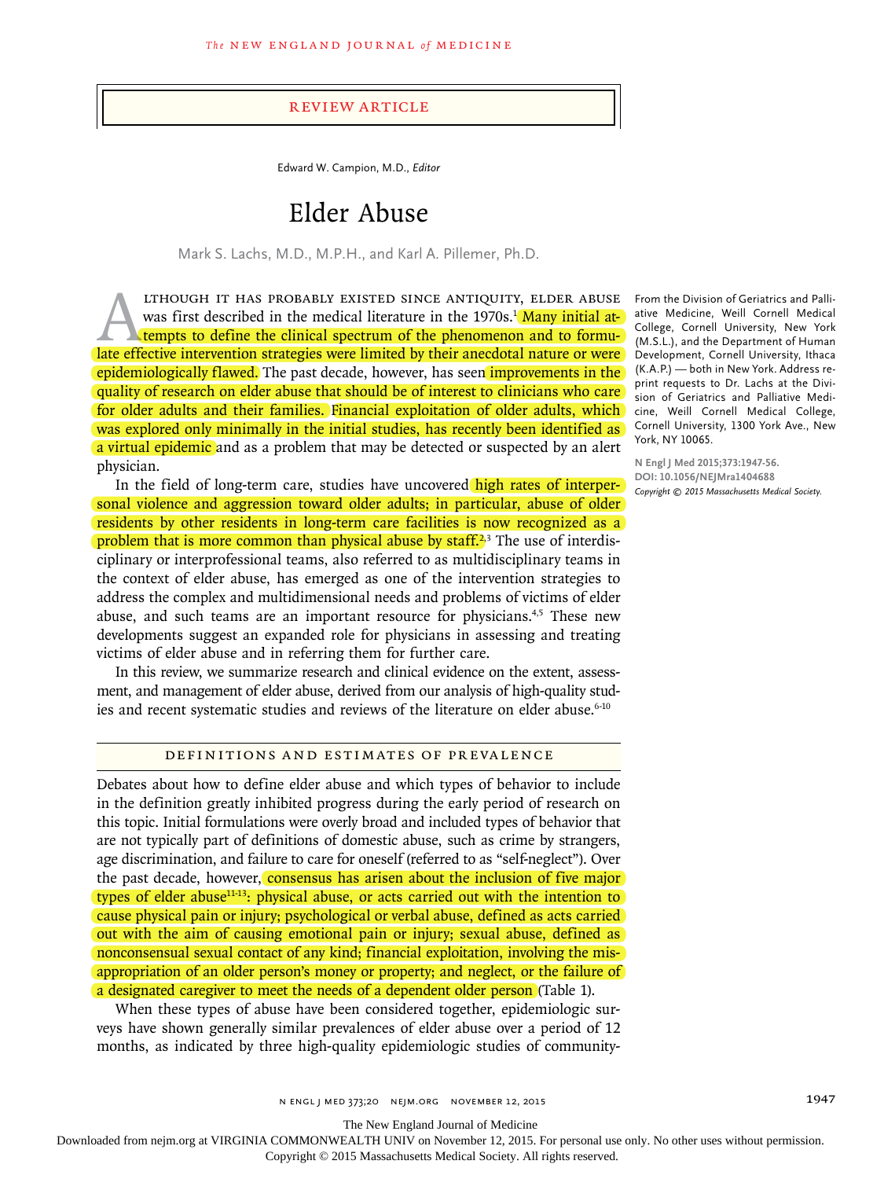# Review Article

Edward W. Campion, M.D., *Editor*

# Elder Abuse

Mark S. Lachs, M.D., M.P.H., and Karl A. Pillemer, Ph.D.

From the Division of Geriatrics and Palliative Medicine, Weill Cornell Medical College, Cornell University, New York (M.S.L.), and the Department of Human Development, Cornell University, Ithaca (K.A.P.) — both in New York. Address reprint requests to Dr. Lachs at the Division of Geriatrics and Palliative Medicine, Weill Cornell Medical College, Cornell University, 1300 York Ave., New York, NY 10065.

**N Engl J Med 2015;373:1947-56.**
**DOI: 10.1056/NEJMra1404688**
*Copyright © 2015 Massachusetts Medical Society.*

Although it has probably existed since antiquity, elder abuse was first described in the medical literature in the 1970s.[1] Many initial attempts to define the clinical spectrum of the phenomenon and to formulate effective intervention strategies were limited by their anecdotal nature or were epidemiologically flawed. The past decade, however, has seen improvements in the quality of research on elder abuse that should be of interest to clinicians who care for older adults and their families. Financial exploitation of older adults, which was explored only minimally in the initial studies, has recently been identified as a virtual epidemic and as a problem that may be detected or suspected by an alert physician.

In the field of long-term care, studies have uncovered high rates of interpersonal violence and aggression toward older adults; in particular, abuse of older residents by other residents in long-term care facilities is now recognized as a problem that is more common than physical abuse by staff.[2,3] The use of interdisciplinary or interprofessional teams, also referred to as multidisciplinary teams in the context of elder abuse, has emerged as one of the intervention strategies to address the complex and multidimensional needs and problems of victims of elder abuse, and such teams are an important resource for physicians.[4,5] These new developments suggest an expanded role for physicians in assessing and treating victims of elder abuse and in referring them for further care.

In this review, we summarize research and clinical evidence on the extent, assessment, and management of elder abuse, derived from our analysis of high-quality studies and recent systematic studies and reviews of the literature on elder abuse.[6-10]

## Definitions and Estimates of Prevalence

Debates about how to define elder abuse and which types of behavior to include in the definition greatly inhibited progress during the early period of research on this topic. Initial formulations were overly broad and included types of behavior that are not typically part of definitions of domestic abuse, such as crime by strangers, age discrimination, and failure to care for oneself (referred to as "self-neglect"). Over the past decade, however, consensus has arisen about the inclusion of five major types of elder abuse[11-13]: physical abuse, or acts carried out with the intention to cause physical pain or injury; psychological or verbal abuse, defined as acts carried out with the aim of causing emotional pain or injury; sexual abuse, defined as nonconsensual sexual contact of any kind; financial exploitation, involving the misappropriation of an older person's money or property; and neglect, or the failure of a designated caregiver to meet the needs of a dependent older person (Table 1).

When these types of abuse have been considered together, epidemiologic surveys have shown generally similar prevalences of elder abuse over a period of 12 months, as indicated by three high-quality epidemiologic studies of community-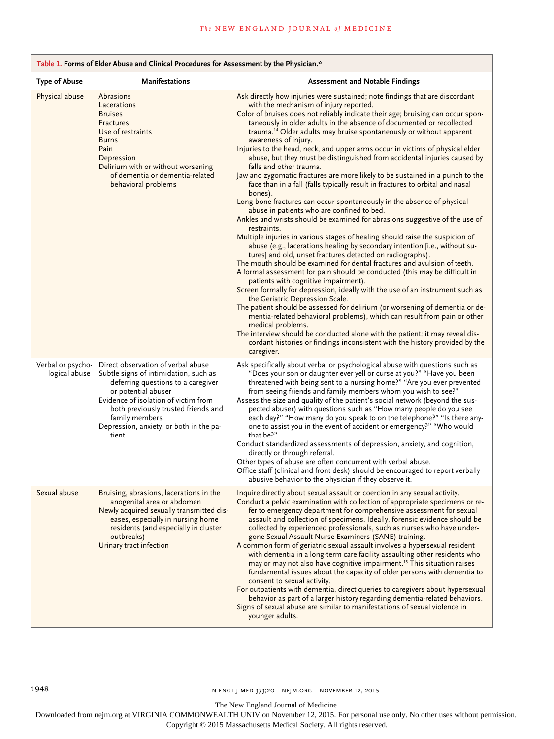**Table 1. Forms of Elder Abuse and Clinical Procedures for Assessment by the Physician.***

| Type of Abuse | Manifestations | Assessment and Notable Findings |
|---|---|---|
| Physical abuse | Abrasions<br>Lacerations<br>Bruises<br>Fractures<br>Use of restraints<br>Burns<br>Pain<br>Depression<br>Delirium with or without worsening of dementia or dementia-related behavioral problems | Ask directly how injuries were sustained; note findings that are discordant with the mechanism of injury reported.<br>Color of bruises does not reliably indicate their age; bruising can occur spontaneously in older adults in the absence of documented or recollected trauma.[14] Older adults may bruise spontaneously or without apparent awareness of injury.<br>Injuries to the head, neck, and upper arms occur in victims of physical elder abuse, but they must be distinguished from accidental injuries caused by falls and other trauma.<br>Jaw and zygomatic fractures are more likely to be sustained in a punch to the face than in a fall (falls typically result in fractures to orbital and nasal bones).<br>Long-bone fractures can occur spontaneously in the absence of physical abuse in patients who are confined to bed.<br>Ankles and wrists should be examined for abrasions suggestive of the use of restraints.<br>Multiple injuries in various stages of healing should raise the suspicion of abuse (e.g., lacerations healing by secondary intention [i.e., without sutures] and old, unset fractures detected on radiographs).<br>The mouth should be examined for dental fractures and avulsion of teeth.<br>A formal assessment for pain should be conducted (this may be difficult in patients with cognitive impairment).<br>Screen formally for depression, ideally with the use of an instrument such as the Geriatric Depression Scale.<br>The patient should be assessed for delirium (or worsening of dementia or dementia-related behavioral problems), which can result from pain or other medical problems.<br>The interview should be conducted alone with the patient; it may reveal discordant histories or findings inconsistent with the history provided by the caregiver. |
| Verbal or psychological abuse | Direct observation of verbal abuse<br>Subtle signs of intimidation, such as deferring questions to a caregiver or potential abuser<br>Evidence of isolation of victim from both previously trusted friends and family members<br>Depression, anxiety, or both in the patient | Ask specifically about verbal or psychological abuse with questions such as "Does your son or daughter ever yell or curse at you?" "Have you been threatened with being sent to a nursing home?" "Are you ever prevented from seeing friends and family members whom you wish to see?"<br>Assess the size and quality of the patient's social network (beyond the suspected abuser) with questions such as "How many people do you see each day?" "How many do you speak to on the telephone?" "Is there anyone to assist you in the event of accident or emergency?" "Who would that be?"<br>Conduct standardized assessments of depression, anxiety, and cognition, directly or through referral.<br>Other types of abuse are often concurrent with verbal abuse.<br>Office staff (clinical and front desk) should be encouraged to report verbally abusive behavior to the physician if they observe it. |
| Sexual abuse | Bruising, abrasions, lacerations in the anogenital area or abdomen<br>Newly acquired sexually transmitted diseases, especially in nursing home residents (and especially in cluster outbreaks)<br>Urinary tract infection | Inquire directly about sexual assault or coercion in any sexual activity.<br>Conduct a pelvic examination with collection of appropriate specimens or refer to emergency department for comprehensive assessment for sexual assault and collection of specimens. Ideally, forensic evidence should be collected by experienced professionals, such as nurses who have undergone Sexual Assault Nurse Examiners (SANE) training.<br>A common form of geriatric sexual assault involves a hypersexual resident with dementia in a long-term care facility assaulting other residents who may or may not also have cognitive impairment.[15] This situation raises fundamental issues about the capacity of older persons with dementia to consent to sexual activity.<br>For outpatients with dementia, direct queries to caregivers about hypersexual behavior as part of a larger history regarding dementia-related behaviors.<br>Signs of sexual abuse are similar to manifestations of sexual violence in younger adults. |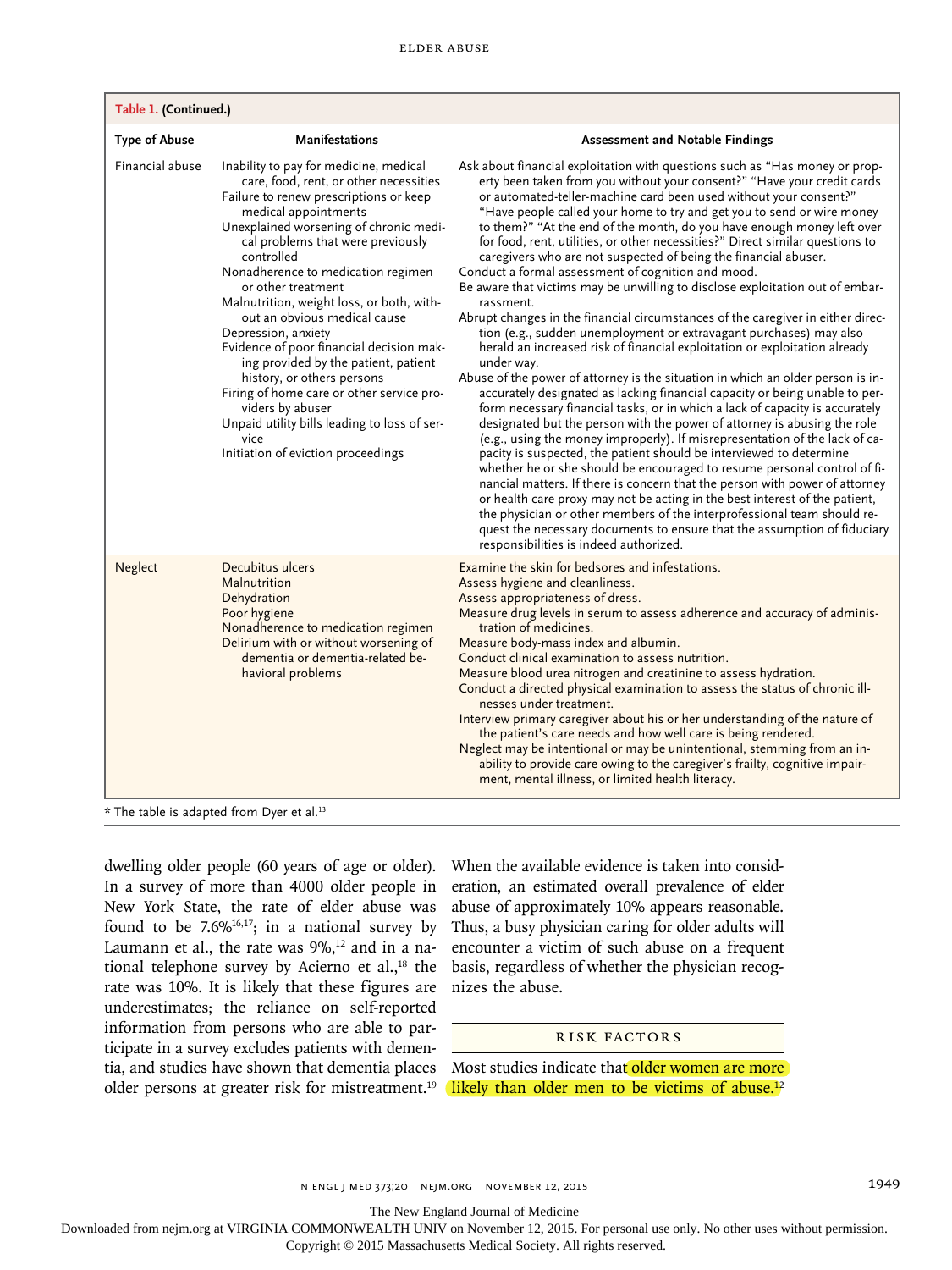**Table 1. (Continued.)**

| Type of Abuse | Manifestations | Assessment and Notable Findings |
|---|---|---|
| Financial abuse | Inability to pay for medicine, medical care, food, rent, or other necessities<br>Failure to renew prescriptions or keep medical appointments<br>Unexplained worsening of chronic medical problems that were previously controlled<br>Nonadherence to medication regimen or other treatment<br>Malnutrition, weight loss, or both, without an obvious medical cause<br>Depression, anxiety<br>Evidence of poor financial decision making provided by the patient, patient history, or others persons<br>Firing of home care or other service providers by abuser<br>Unpaid utility bills leading to loss of service<br>Initiation of eviction proceedings | Ask about financial exploitation with questions such as "Has money or property been taken from you without your consent?" "Have your credit cards or automated-teller-machine card been used without your consent?" "Have people called your home to try and get you to send or wire money to them?" "At the end of the month, do you have enough money left over for food, rent, utilities, or other necessities?" Direct similar questions to caregivers who are not suspected of being the financial abuser.<br>Conduct a formal assessment of cognition and mood.<br>Be aware that victims may be unwilling to disclose exploitation out of embarrassment.<br>Abrupt changes in the financial circumstances of the caregiver in either direction (e.g., sudden unemployment or extravagant purchases) may also herald an increased risk of financial exploitation or exploitation already under way.<br>Abuse of the power of attorney is the situation in which an older person is inaccurately designated as lacking financial capacity or being unable to perform necessary financial tasks, or in which a lack of capacity is accurately designated but the person with the power of attorney is abusing the role (e.g., using the money improperly). If misrepresentation of the lack of capacity is suspected, the patient should be interviewed to determine whether he or she should be encouraged to resume personal control of financial matters. If there is concern that the person with power of attorney or health care proxy may not be acting in the best interest of the patient, the physician or other members of the interprofessional team should request the necessary documents to ensure that the assumption of fiduciary responsibilities is indeed authorized. |
| Neglect | Decubitus ulcers<br>Malnutrition<br>Dehydration<br>Poor hygiene<br>Nonadherence to medication regimen<br>Delirium with or without worsening of dementia or dementia-related behavioral problems | Examine the skin for bedsores and infestations.<br>Assess hygiene and cleanliness.<br>Assess appropriateness of dress.<br>Measure drug levels in serum to assess adherence and accuracy of administration of medicines.<br>Measure body-mass index and albumin.<br>Conduct clinical examination to assess nutrition.<br>Measure blood urea nitrogen and creatinine to assess hydration.<br>Conduct a directed physical examination to assess the status of chronic illnesses under treatment.<br>Interview primary caregiver about his or her understanding of the nature of the patient's care needs and how well care is being rendered.<br>Neglect may be intentional or may be unintentional, stemming from an inability to provide care owing to the caregiver's frailty, cognitive impairment, mental illness, or limited health literacy. |

\* The table is adapted from Dyer et al.[13]

dwelling older people (60 years of age or older). In a survey of more than 4000 older people in New York State, the rate of elder abuse was found to be 7.6%[16,17]; in a national survey by Laumann et al., the rate was 9%,[12] and in a national telephone survey by Acierno et al.,[18] the rate was 10%. It is likely that these figures are underestimates; the reliance on self-reported information from persons who are able to participate in a survey excludes patients with dementia, and studies have shown that dementia places older persons at greater risk for mistreatment.[19] When the available evidence is taken into consideration, an estimated overall prevalence of elder abuse of approximately 10% appears reasonable. Thus, a busy physician caring for older adults will encounter a victim of such abuse on a frequent basis, regardless of whether the physician recognizes the abuse.

## RISK FACTORS

Most studies indicate that older women are more likely than older men to be victims of abuse.[12]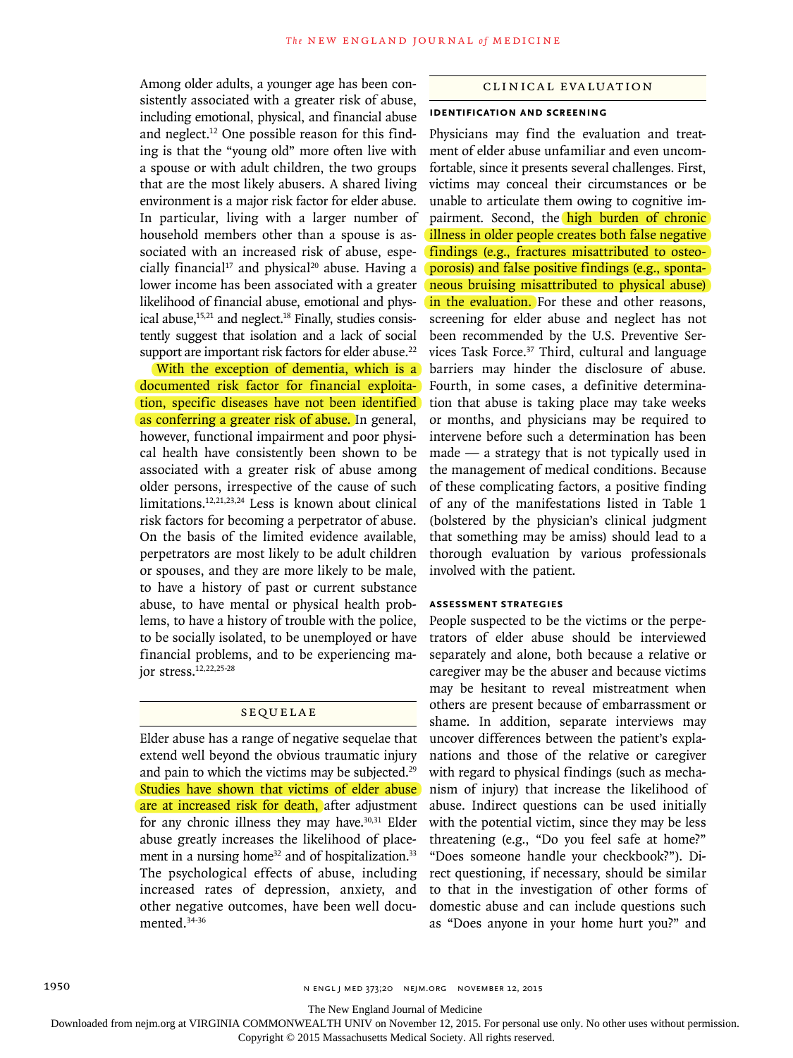Among older adults, a younger age has been consistently associated with a greater risk of abuse, including emotional, physical, and financial abuse and neglect.[12] One possible reason for this finding is that the "young old" more often live with a spouse or with adult children, the two groups that are the most likely abusers. A shared living environment is a major risk factor for elder abuse. In particular, living with a larger number of household members other than a spouse is associated with an increased risk of abuse, especially financial[17] and physical[20] abuse. Having a lower income has been associated with a greater likelihood of financial abuse, emotional and physical abuse,[15,21] and neglect.[18] Finally, studies consistently suggest that isolation and a lack of social support are important risk factors for elder abuse.[22]

With the exception of dementia, which is a documented risk factor for financial exploitation, specific diseases have not been identified as conferring a greater risk of abuse. In general, however, functional impairment and poor physical health have consistently been shown to be associated with a greater risk of abuse among older persons, irrespective of the cause of such limitations.[12,21,23,24] Less is known about clinical risk factors for becoming a perpetrator of abuse. On the basis of the limited evidence available, perpetrators are most likely to be adult children or spouses, and they are more likely to be male, to have a history of past or current substance abuse, to have mental or physical health problems, to have a history of trouble with the police, to be socially isolated, to be unemployed or have financial problems, and to be experiencing major stress.[12,22,25-28]

## SEQUELAE

Elder abuse has a range of negative sequelae that extend well beyond the obvious traumatic injury and pain to which the victims may be subjected.[29] Studies have shown that victims of elder abuse are at increased risk for death, after adjustment for any chronic illness they may have.[30,31] Elder abuse greatly increases the likelihood of placement in a nursing home[32] and of hospitalization.[33] The psychological effects of abuse, including increased rates of depression, anxiety, and other negative outcomes, have been well documented.[34-36]

## CLINICAL EVALUATION

### IDENTIFICATION AND SCREENING

Physicians may find the evaluation and treatment of elder abuse unfamiliar and even uncomfortable, since it presents several challenges. First, victims may conceal their circumstances or be unable to articulate them owing to cognitive impairment. Second, the high burden of chronic illness in older people creates both false negative findings (e.g., fractures misattributed to osteoporosis) and false positive findings (e.g., spontaneous bruising misattributed to physical abuse) in the evaluation. For these and other reasons, screening for elder abuse and neglect has not been recommended by the U.S. Preventive Services Task Force.[37] Third, cultural and language barriers may hinder the disclosure of abuse. Fourth, in some cases, a definitive determination that abuse is taking place may take weeks or months, and physicians may be required to intervene before such a determination has been made — a strategy that is not typically used in the management of medical conditions. Because of these complicating factors, a positive finding of any of the manifestations listed in Table 1 (bolstered by the physician's clinical judgment that something may be amiss) should lead to a thorough evaluation by various professionals involved with the patient.

### ASSESSMENT STRATEGIES

People suspected to be the victims or the perpetrators of elder abuse should be interviewed separately and alone, both because a relative or caregiver may be the abuser and because victims may be hesitant to reveal mistreatment when others are present because of embarrassment or shame. In addition, separate interviews may uncover differences between the patient's explanations and those of the relative or caregiver with regard to physical findings (such as mechanism of injury) that increase the likelihood of abuse. Indirect questions can be used initially with the potential victim, since they may be less threatening (e.g., "Do you feel safe at home?" "Does someone handle your checkbook?"). Direct questioning, if necessary, should be similar to that in the investigation of other forms of domestic abuse and can include questions such as "Does anyone in your home hurt you?" and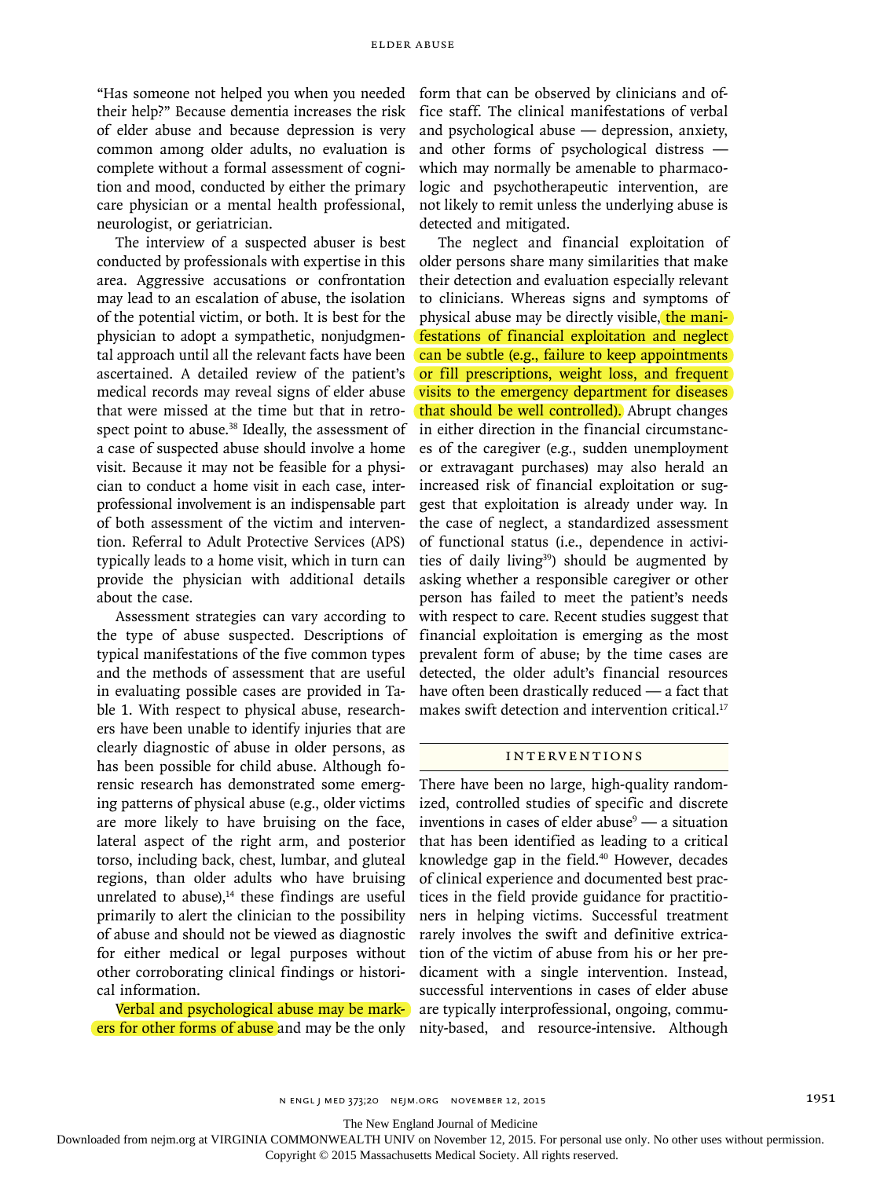"Has someone not helped you when you needed their help?" Because dementia increases the risk of elder abuse and because depression is very common among older adults, no evaluation is complete without a formal assessment of cognition and mood, conducted by either the primary care physician or a mental health professional, neurologist, or geriatrician.

The interview of a suspected abuser is best conducted by professionals with expertise in this area. Aggressive accusations or confrontation may lead to an escalation of abuse, the isolation of the potential victim, or both. It is best for the physician to adopt a sympathetic, nonjudgmental approach until all the relevant facts have been ascertained. A detailed review of the patient's medical records may reveal signs of elder abuse that were missed at the time but that in retrospect point to abuse.[38] Ideally, the assessment of a case of suspected abuse should involve a home visit. Because it may not be feasible for a physician to conduct a home visit in each case, interprofessional involvement is an indispensable part of both assessment of the victim and intervention. Referral to Adult Protective Services (APS) typically leads to a home visit, which in turn can provide the physician with additional details about the case.

Assessment strategies can vary according to the type of abuse suspected. Descriptions of typical manifestations of the five common types and the methods of assessment that are useful in evaluating possible cases are provided in Table 1. With respect to physical abuse, researchers have been unable to identify injuries that are clearly diagnostic of abuse in older persons, as has been possible for child abuse. Although forensic research has demonstrated some emerging patterns of physical abuse (e.g., older victims are more likely to have bruising on the face, lateral aspect of the right arm, and posterior torso, including back, chest, lumbar, and gluteal regions, than older adults who have bruising unrelated to abuse),[14] these findings are useful primarily to alert the clinician to the possibility of abuse and should not be viewed as diagnostic for either medical or legal purposes without other corroborating clinical findings or historical information.

Verbal and psychological abuse may be markers for other forms of abuse and may be the only form that can be observed by clinicians and office staff. The clinical manifestations of verbal and psychological abuse — depression, anxiety, and other forms of psychological distress — which may normally be amenable to pharmacologic and psychotherapeutic intervention, are not likely to remit unless the underlying abuse is detected and mitigated.

The neglect and financial exploitation of older persons share many similarities that make their detection and evaluation especially relevant to clinicians. Whereas signs and symptoms of physical abuse may be directly visible, the manifestations of financial exploitation and neglect can be subtle (e.g., failure to keep appointments or fill prescriptions, weight loss, and frequent visits to the emergency department for diseases that should be well controlled). Abrupt changes in either direction in the financial circumstances of the caregiver (e.g., sudden unemployment or extravagant purchases) may also herald an increased risk of financial exploitation or suggest that exploitation is already under way. In the case of neglect, a standardized assessment of functional status (i.e., dependence in activities of daily living[39]) should be augmented by asking whether a responsible caregiver or other person has failed to meet the patient's needs with respect to care. Recent studies suggest that financial exploitation is emerging as the most prevalent form of abuse; by the time cases are detected, the older adult's financial resources have often been drastically reduced — a fact that makes swift detection and intervention critical.[17]

## INTERVENTIONS

There have been no large, high-quality randomized, controlled studies of specific and discrete inventions in cases of elder abuse[9] — a situation that has been identified as leading to a critical knowledge gap in the field.[40] However, decades of clinical experience and documented best practices in the field provide guidance for practitioners in helping victims. Successful treatment rarely involves the swift and definitive extrication of the victim of abuse from his or her predicament with a single intervention. Instead, successful interventions in cases of elder abuse are typically interprofessional, ongoing, community-based, and resource-intensive. Although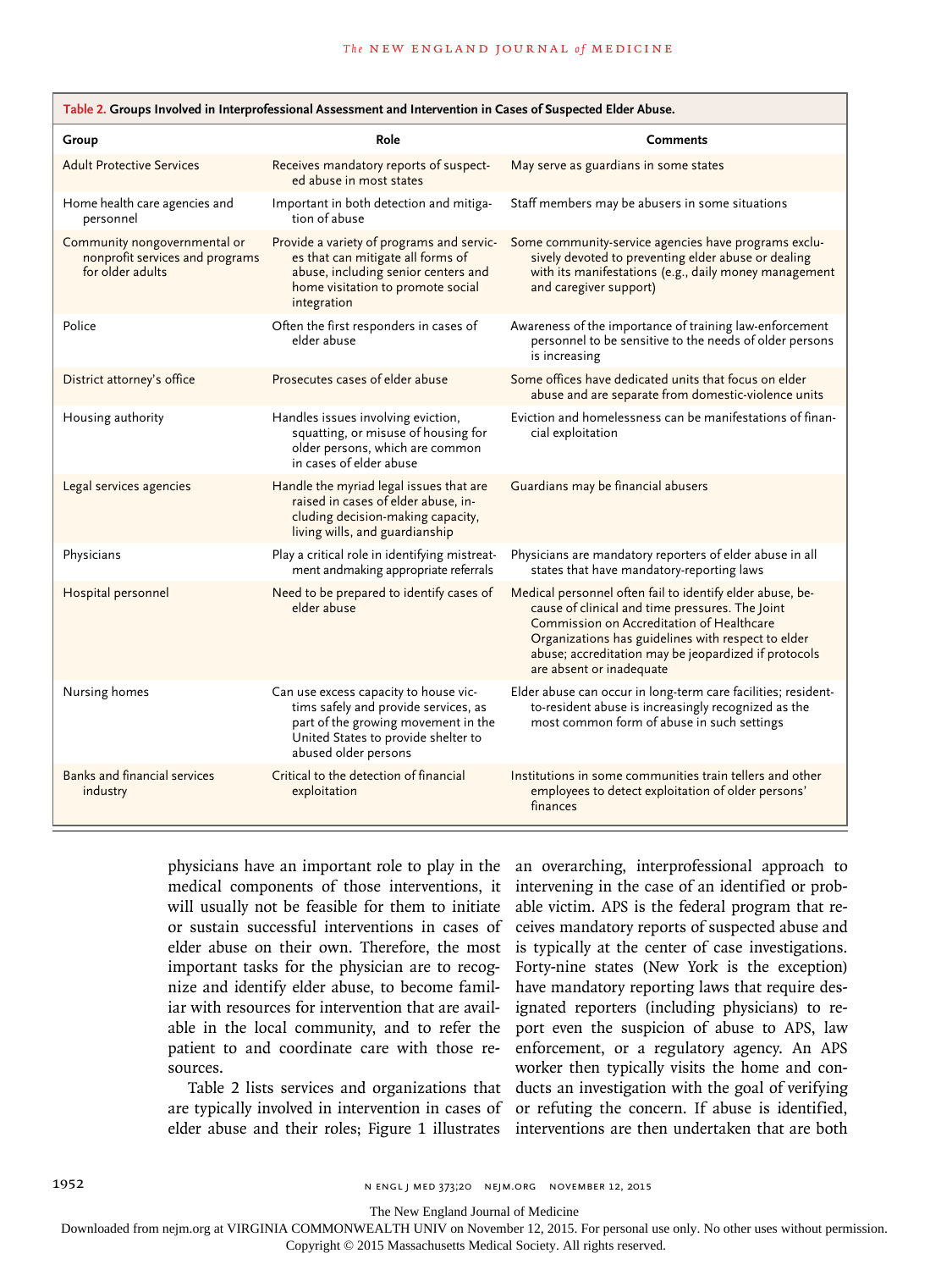**Table 2. Groups Involved in Interprofessional Assessment and Intervention in Cases of Suspected Elder Abuse.**

| Group | Role | Comments |
|---|---|---|
| Adult Protective Services | Receives mandatory reports of suspected abuse in most states | May serve as guardians in some states |
| Home health care agencies and personnel | Important in both detection and mitigation of abuse | Staff members may be abusers in some situations |
| Community nongovernmental or nonprofit services and programs for older adults | Provide a variety of programs and services that can mitigate all forms of abuse, including senior centers and home visitation to promote social integration | Some community-service agencies have programs exclusively devoted to preventing elder abuse or dealing with its manifestations (e.g., daily money management and caregiver support) |
| Police | Often the first responders in cases of elder abuse | Awareness of the importance of training law-enforcement personnel to be sensitive to the needs of older persons is increasing |
| District attorney's office | Prosecutes cases of elder abuse | Some offices have dedicated units that focus on elder abuse and are separate from domestic-violence units |
| Housing authority | Handles issues involving eviction, squatting, or misuse of housing for older persons, which are common in cases of elder abuse | Eviction and homelessness can be manifestations of financial exploitation |
| Legal services agencies | Handle the myriad legal issues that are raised in cases of elder abuse, including decision-making capacity, living wills, and guardianship | Guardians may be financial abusers |
| Physicians | Play a critical role in identifying mistreatment andmaking appropriate referrals | Physicians are mandatory reporters of elder abuse in all states that have mandatory-reporting laws |
| Hospital personnel | Need to be prepared to identify cases of elder abuse | Medical personnel often fail to identify elder abuse, because of clinical and time pressures. The Joint Commission on Accreditation of Healthcare Organizations has guidelines with respect to elder abuse; accreditation may be jeopardized if protocols are absent or inadequate |
| Nursing homes | Can use excess capacity to house victims safely and provide services, as part of the growing movement in the United States to provide shelter to abused older persons | Elder abuse can occur in long-term care facilities; resident-to-resident abuse is increasingly recognized as the most common form of abuse in such settings |
| Banks and financial services industry | Critical to the detection of financial exploitation | Institutions in some communities train tellers and other employees to detect exploitation of older persons' finances |

physicians have an important role to play in the medical components of those interventions, it will usually not be feasible for them to initiate or sustain successful interventions in cases of elder abuse on their own. Therefore, the most important tasks for the physician are to recognize and identify elder abuse, to become familiar with resources for intervention that are available in the local community, and to refer the patient to and coordinate care with those resources.

Table 2 lists services and organizations that are typically involved in intervention in cases of elder abuse and their roles; Figure 1 illustrates an overarching, interprofessional approach to intervening in the case of an identified or probable victim. APS is the federal program that receives mandatory reports of suspected abuse and is typically at the center of case investigations. Forty-nine states (New York is the exception) have mandatory reporting laws that require designated reporters (including physicians) to report even the suspicion of abuse to APS, law enforcement, or a regulatory agency. An APS worker then typically visits the home and conducts an investigation with the goal of verifying or refuting the concern. If abuse is identified, interventions are then undertaken that are both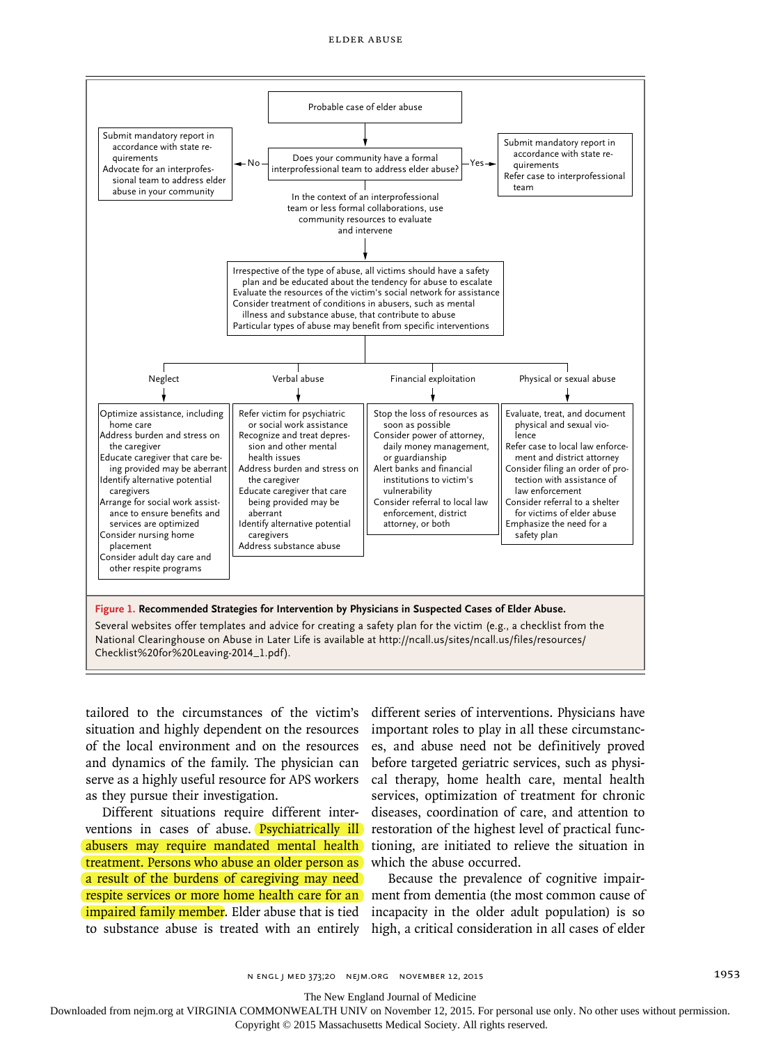Probable case of elder abuse

Does your community have a formal interprofessional team to address elder abuse?

**No →** Submit mandatory report in accordance with state requirements. Advocate for an interprofessional team to address elder abuse in your community

**Yes →** Submit mandatory report in accordance with state requirements. Refer case to interprofessional team

In the context of an interprofessional team or less formal collaborations, use community resources to evaluate and intervene

- Irrespective of the type of abuse, all victims should have a safety plan and be educated about the tendency for abuse to escalate
- Evaluate the resources of the victim's social network for assistance
- Consider treatment of conditions in abusers, such as mental illness and substance abuse, that contribute to abuse
- Particular types of abuse may benefit from specific interventions

**Neglect**
- Optimize assistance, including home care
- Address burden and stress on the caregiver
- Educate caregiver that care being provided may be aberrant
- Identify alternative potential caregivers
- Arrange for social work assistance to ensure benefits and services are optimized
- Consider nursing home placement
- Consider adult day care and other respite programs

**Verbal abuse**
- Refer victim for psychiatric or social work assistance
- Recognize and treat depression and other mental health issues
- Address burden and stress on the caregiver
- Educate caregiver that care being provided may be aberrant
- Identify alternative potential caregivers
- Address substance abuse

**Financial exploitation**
- Stop the loss of resources as soon as possible
- Consider power of attorney, daily money management, or guardianship
- Alert banks and financial institutions to victim's vulnerability
- Consider referral to local law enforcement, district attorney, or both

**Physical or sexual abuse**
- Evaluate, treat, and document physical and sexual violence
- Refer case to local law enforcement and district attorney
- Consider filing an order of protection with assistance of law enforcement
- Consider referral to a shelter for victims of elder abuse
- Emphasize the need for a safety plan

**Figure 1. Recommended Strategies for Intervention by Physicians in Suspected Cases of Elder Abuse.**

Several websites offer templates and advice for creating a safety plan for the victim (e.g., a checklist from the National Clearinghouse on Abuse in Later Life is available at http://ncall.us/sites/ncall.us/files/resources/Checklist%20for%20Leaving-2014_1.pdf).

tailored to the circumstances of the victim's situation and highly dependent on the resources of the local environment and the resources and dynamics of the family. The physician can serve as a highly useful resource for APS workers as they pursue their investigation.

Different situations require different interventions in cases of abuse. Psychiatrically ill abusers may require mandated mental health treatment. Persons who abuse an older person as a result of the burdens of caregiving may need respite services or more home health care for an impaired family member. Elder abuse that is tied to substance abuse is treated with an entirely different series of interventions. Physicians have important roles to play in all these circumstances, and abuse need not be definitively proved before targeted geriatric services, such as physical therapy, home health care, mental health services, optimization of treatment for chronic diseases, coordination of care, and attention to restoration of the highest level of practical functioning, are initiated to relieve the situation in which the abuse occurred.

Because the prevalence of cognitive impairment from dementia (the most common cause of incapacity in the older adult population) is so high, a critical consideration in all cases of elder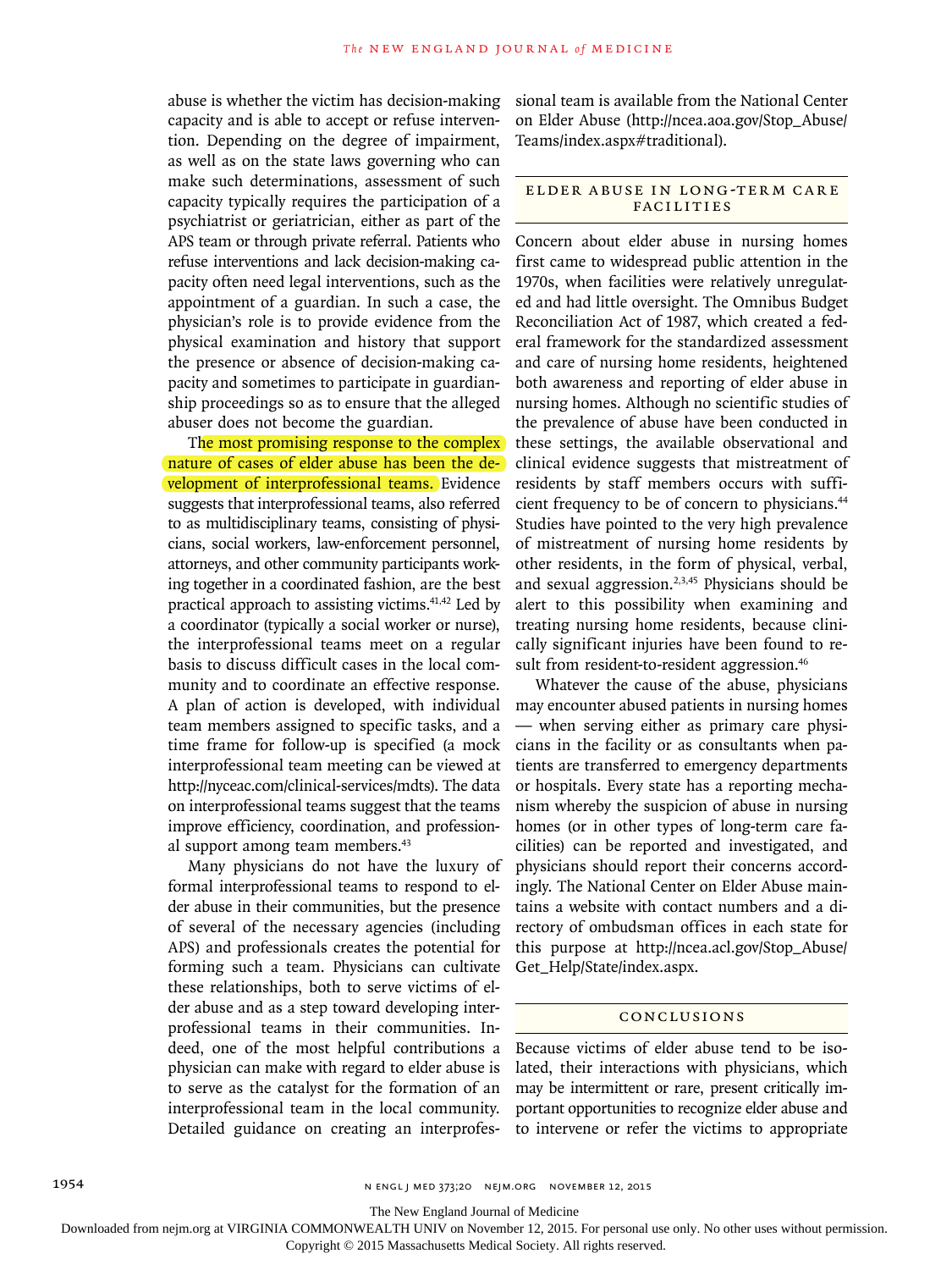abuse is whether the victim has decision-making capacity and is able to accept or refuse intervention. Depending on the degree of impairment, as well as on the state laws governing who can make such determinations, assessment of such capacity typically requires the participation of a psychiatrist or geriatrician, either as part of the APS team or through private referral. Patients who refuse interventions and lack decision-making capacity often need legal interventions, such as the appointment of a guardian. In such a case, the physician's role is to provide evidence from the physical examination and history that support the presence or absence of decision-making capacity and sometimes to participate in guardianship proceedings so as to ensure that the alleged abuser does not become the guardian.

The most promising response to the complex nature of cases of elder abuse has been the development of interprofessional teams. Evidence suggests that interprofessional teams, also referred to as multidisciplinary teams, consisting of physicians, social workers, law-enforcement personnel, attorneys, and other community participants working together in a coordinated fashion, are the best practical approach to assisting victims.[41,42] Led by a coordinator (typically a social worker or nurse), the interprofessional teams meet on a regular basis to discuss difficult cases in the local community and to coordinate an effective response. A plan of action is developed, with individual team members assigned to specific tasks, and a time frame for follow-up is specified (a mock interprofessional team meeting can be viewed at http://nyceac.com/clinical-services/mdts). The data on interprofessional teams suggest that the teams improve efficiency, coordination, and professional support among team members.[43]

Many physicians do not have the luxury of formal interprofessional teams to respond to elder abuse in their communities, but the presence of several of the necessary agencies (including APS) and professionals creates the potential for forming such a team. Physicians can cultivate these relationships, both to serve victims of elder abuse and as a step toward developing interprofessional teams in their communities. Indeed, one of the most helpful contributions a physician can make with regard to elder abuse is to serve as the catalyst for the formation of an interprofessional team in the local community. Detailed guidance on creating an interprofessional team is available from the National Center on Elder Abuse (http://ncea.aoa.gov/Stop_Abuse/Teams/index.aspx#traditional).

## ELDER ABUSE IN LONG-TERM CARE FACILITIES

Concern about elder abuse in nursing homes first came to widespread public attention in the 1970s, when facilities were relatively unregulated and had little oversight. The Omnibus Budget Reconciliation Act of 1987, which created a federal framework for the standardized assessment and care of nursing home residents, heightened both awareness and reporting of elder abuse in nursing homes. Although no scientific studies of the prevalence of abuse have been conducted in these settings, the available observational and clinical evidence suggests that mistreatment of residents by staff members occurs with sufficient frequency to be of concern to physicians.[44] Studies have pointed to the very high prevalence of mistreatment of nursing home residents by other residents, in the form of physical, verbal, and sexual aggression.[2,3,45] Physicians should be alert to this possibility when examining and treating nursing home residents, because clinically significant injuries have been found to result from resident-to-resident aggression.[46]

Whatever the cause of the abuse, physicians may encounter abused patients in nursing homes — when serving either as primary care physicians in the facility or as consultants when patients are transferred to emergency departments or hospitals. Every state has a reporting mechanism whereby the suspicion of abuse in nursing homes (or in other types of long-term care facilities) can be reported and investigated, and physicians should report their concerns accordingly. The National Center on Elder Abuse maintains a website with contact numbers and a directory of ombudsman offices in each state for this purpose at http://ncea.acl.gov/Stop_Abuse/Get_Help/State/index.aspx.

## CONCLUSIONS

Because victims of elder abuse tend to be isolated, their interactions with physicians, which may be intermittent or rare, present critically important opportunities to recognize elder abuse and to intervene or refer the victims to appropriate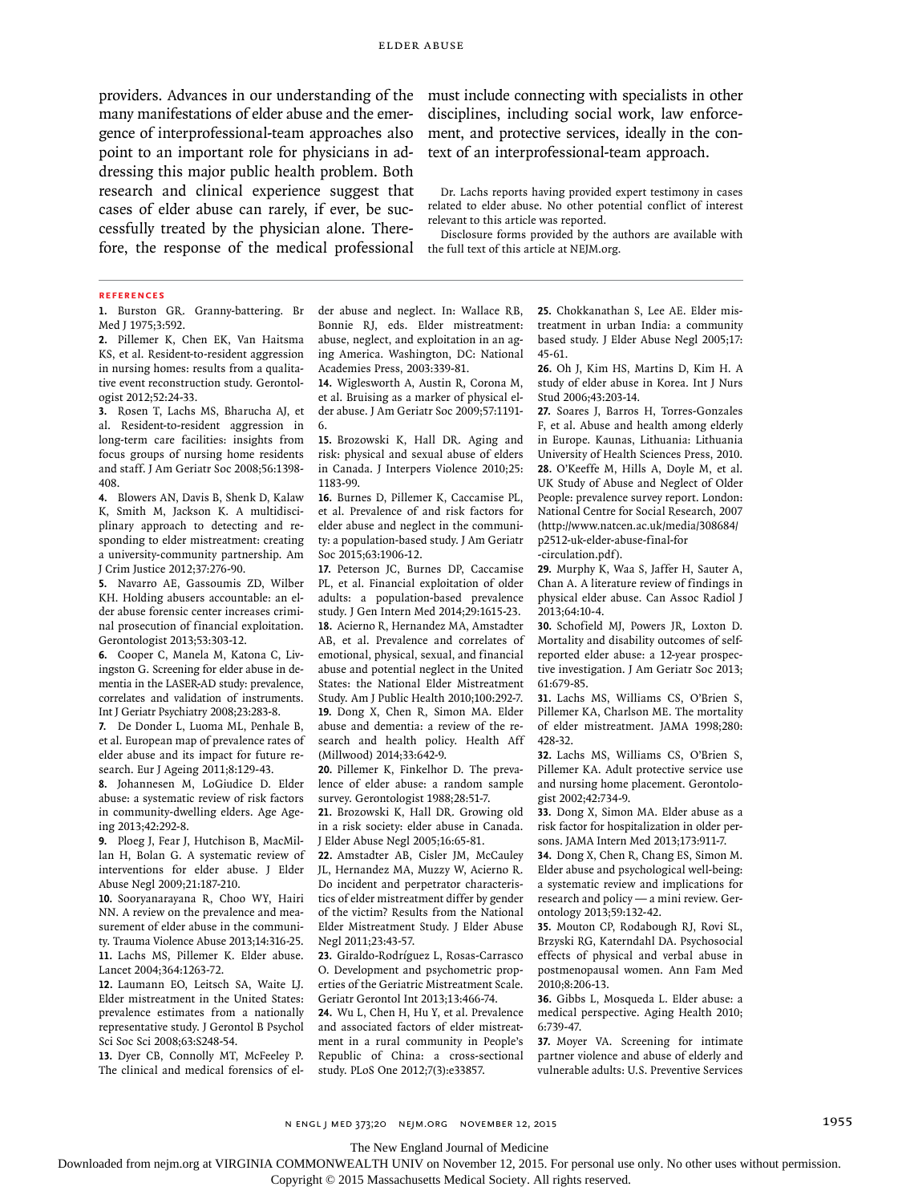providers. Advances in our understanding of the many manifestations of elder abuse and the emergence of interprofessional-team approaches also point to an important role for physicians in addressing this major public health problem. Both research and clinical experience suggest that cases of elder abuse can rarely, if ever, be successfully treated by the physician alone. Therefore, the response of the medical professional must include connecting with specialists in other disciplines, including social work, law enforcement, and protective services, ideally in the context of an interprofessional-team approach.

Dr. Lachs reports having provided expert testimony in cases related to elder abuse. No other potential conflict of interest relevant to this article was reported.

Disclosure forms provided by the authors are available with the full text of this article at NEJM.org.

## References

1. Burston GR. Granny-battering. Br Med J 1975;3:592.
2. Pillemer K, Chen EK, Van Haitsma KS, et al. Resident-to-resident aggression in nursing homes: results from a qualitative event reconstruction study. Gerontologist 2012;52:24-33.
3. Rosen T, Lachs MS, Bharucha AJ, et al. Resident-to-resident aggression in long-term care facilities: insights from focus groups of nursing home residents and staff. J Am Geriatr Soc 2008;56:1398-408.
4. Blowers AN, Davis B, Shenk D, Kalaw K, Smith M, Jackson K. A multidisciplinary approach to detecting and responding to elder mistreatment: creating a university-community partnership. Am J Crim Justice 2012;37:276-90.
5. Navarro AE, Gassoumis ZD, Wilber KH. Holding abusers accountable: an elder abuse forensic center increases criminal prosecution of financial exploitation. Gerontologist 2013;53:303-12.
6. Cooper C, Manela M, Katona C, Livingston G. Screening for elder abuse in dementia in the LASER-AD study: prevalence, correlates and validation of instruments. Int J Geriatr Psychiatry 2008;23:283-8.
7. De Donder L, Luoma ML, Penhale B, et al. European map of prevalence rates of elder abuse and its impact for future research. Eur J Ageing 2011;8:129-43.
8. Johannesen M, LoGiudice D. Elder abuse: a systematic review of risk factors in community-dwelling elders. Age Ageing 2013;42:292-8.
9. Ploeg J, Fear J, Hutchison B, MacMillan H, Bolan G. A systematic review of interventions for elder abuse. J Elder Abuse Negl 2009;21:187-210.
10. Sooryanarayana R, Choo WY, Hairi NN. A review on the prevalence and measurement of elder abuse in the community. Trauma Violence Abuse 2013;14:316-25.
11. Lachs MS, Pillemer K. Elder abuse. Lancet 2004;364:1263-72.
12. Laumann EO, Leitsch SA, Waite LJ. Elder mistreatment in the United States: prevalence estimates from a nationally representative study. J Gerontol B Psychol Sci Soc Sci 2008;63:S248-54.
13. Dyer CB, Connolly MT, McFeeley P. The clinical and medical forensics of elder abuse and neglect. In: Wallace RB, Bonnie RJ, eds. Elder mistreatment: abuse, neglect, and exploitation in an aging America. Washington, DC: National Academies Press, 2003:339-81.
14. Wiglesworth A, Austin R, Corona M, et al. Bruising as a marker of physical elder abuse. J Am Geriatr Soc 2009;57:1191-6.
15. Brozowski K, Hall DR. Aging and risk: physical and sexual abuse of elders in Canada. J Interpers Violence 2010;25:1183-99.
16. Burnes D, Pillemer K, Caccamise PL, et al. Prevalence of and risk factors for elder abuse and neglect in the community: a population-based study. J Am Geriatr Soc 2015;63:1906-12.
17. Peterson JC, Burnes DP, Caccamise PL, et al. Financial exploitation of older adults: a population-based prevalence study. J Gen Intern Med 2014;29:1615-23.
18. Acierno R, Hernandez MA, Amstadter AB, et al. Prevalence and correlates of emotional, physical, sexual, and financial abuse and potential neglect in the United States: the National Elder Mistreatment Study. Am J Public Health 2010;100:292-7.
19. Dong X, Chen R, Simon MA. Elder abuse and dementia: a review of the research and health policy. Health Aff (Millwood) 2014;33:642-9.
20. Pillemer K, Finkelhor D. The prevalence of elder abuse: a random sample survey. Gerontologist 1988;28:51-7.
21. Brozowski K, Hall DR. Growing old in a risk society: elder abuse in Canada. J Elder Abuse Negl 2005;16:65-81.
22. Amstadter AB, Cisler JM, McCauley JL, Hernandez MA, Muzzy W, Acierno R. Do incident and perpetrator characteristics of elder mistreatment differ by gender of the victim? Results from the National Elder Mistreatment Study. J Elder Abuse Negl 2011;23:43-57.
23. Giraldo-Rodríguez L, Rosas-Carrasco O. Development and psychometric properties of the Geriatric Mistreatment Scale. Geriatr Gerontol Int 2013;13:466-74.
24. Wu L, Chen H, Hu Y, et al. Prevalence and associated factors of elder mistreatment in a rural community in People's Republic of China: a cross-sectional study. PLoS One 2012;7(3):e33857.
25. Chokkanathan S, Lee AE. Elder mistreatment in urban India: a community based study. J Elder Abuse Negl 2005;17:45-61.
26. Oh J, Kim HS, Martins D, Kim H. A study of elder abuse in Korea. Int J Nurs Stud 2006;43:203-14.
27. Soares J, Barros H, Torres-Gonzales F, et al. Abuse and health among elderly in Europe. Kaunas, Lithuania: Lithuania University of Health Sciences Press, 2010.
28. O'Keeffe M, Hills A, Doyle M, et al. UK Study of Abuse and Neglect of Older People: prevalence survey report. London: National Centre for Social Research, 2007 (http://www.natcen.ac.uk/media/308684/p2512-uk-elder-abuse-final-for-circulation.pdf).
29. Murphy K, Waa S, Jaffer H, Sauter A, Chan A. A literature review of findings in physical elder abuse. Can Assoc Radiol J 2013;64:10-4.
30. Schofield MJ, Powers JR, Loxton D. Mortality and disability outcomes of self-reported elder abuse: a 12-year prospective investigation. J Am Geriatr Soc 2013;61:679-85.
31. Lachs MS, Williams CS, O'Brien S, Pillemer KA, Charlson ME. The mortality of elder mistreatment. JAMA 1998;280:428-32.
32. Lachs MS, Williams CS, O'Brien S, Pillemer KA. Adult protective service use and nursing home placement. Gerontologist 2002;42:734-9.
33. Dong X, Simon MA. Elder abuse as a risk factor for hospitalization in older persons. JAMA Intern Med 2013;173:911-7.
34. Dong X, Chen R, Chang ES, Simon M. Elder abuse and psychological well-being: a systematic review and implications for research and policy — a mini review. Gerontology 2013;59:132-42.
35. Mouton CP, Rodabough RJ, Rovi SL, Brzyski RG, Katerndahl DA. Psychosocial effects of physical and verbal abuse in postmenopausal women. Ann Fam Med 2010;8:206-13.
36. Gibbs L, Mosqueda L. Elder abuse: a medical perspective. Aging Health 2010;6:739-47.
37. Moyer VA. Screening for intimate partner violence and abuse of elderly and vulnerable adults: U.S. Preventive Services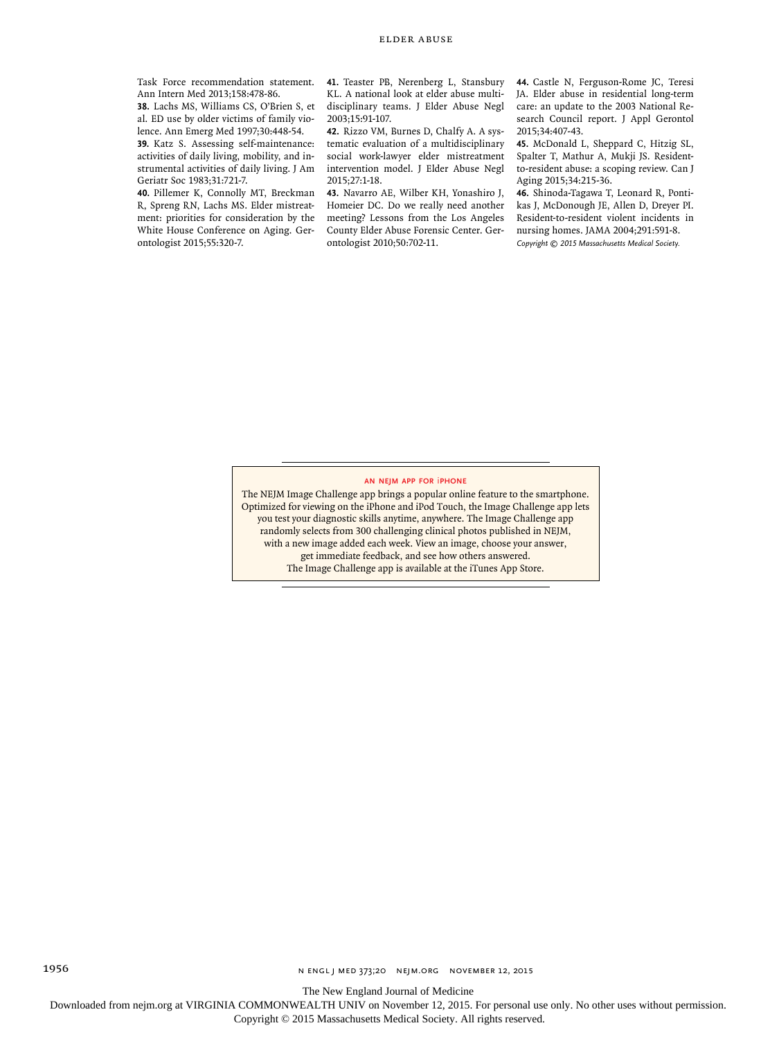Task Force recommendation statement. Ann Intern Med 2013;158:478-86.

**38.** Lachs MS, Williams CS, O'Brien S, et al. ED use by older victims of family violence. Ann Emerg Med 1997;30:448-54.

**39.** Katz S. Assessing self-maintenance: activities of daily living, mobility, and instrumental activities of daily living. J Am Geriatr Soc 1983;31:721-7.

**40.** Pillemer K, Connolly MT, Breckman R, Spreng RN, Lachs MS. Elder mistreatment: priorities for consideration by the White House Conference on Aging. Gerontologist 2015;55:320-7.

**41.** Teaster PB, Nerenberg L, Stansbury KL. A national look at elder abuse multidisciplinary teams. J Elder Abuse Negl 2003;15:91-107.

**42.** Rizzo VM, Burnes D, Chalfy A. A systematic evaluation of a multidisciplinary social work-lawyer elder mistreatment intervention model. J Elder Abuse Negl 2015;27:1-18.

**43.** Navarro AE, Wilber KH, Yonashiro J, Homeier DC. Do we really need another meeting? Lessons from the Los Angeles County Elder Abuse Forensic Center. Gerontologist 2010;50:702-11.

**44.** Castle N, Ferguson-Rome JC, Teresi JA. Elder abuse in residential long-term care: an update to the 2003 National Research Council report. J Appl Gerontol 2015;34:407-43.

**45.** McDonald L, Sheppard C, Hitzig SL, Spalter T, Mathur A, Mukji JS. Resident-to-resident abuse: a scoping review. Can J Aging 2015;34:215-36.

**46.** Shinoda-Tagawa T, Leonard R, Pontikas J, McDonough JE, Allen D, Dreyer PI. Resident-to-resident violent incidents in nursing homes. JAMA 2004;291:591-8.

*Copyright © 2015 Massachusetts Medical Society.*

AN NEJM APP FOR iPHONE

The NEJM Image Challenge app brings a popular online feature to the smartphone. Optimized for viewing on the iPhone and iPod Touch, the Image Challenge app lets you test your diagnostic skills anytime, anywhere. The Image Challenge app randomly selects from 300 challenging clinical photos published in NEJM, with a new image added each week. View an image, choose your answer, get immediate feedback, and see how others answered. The Image Challenge app is available at the iTunes App Store.